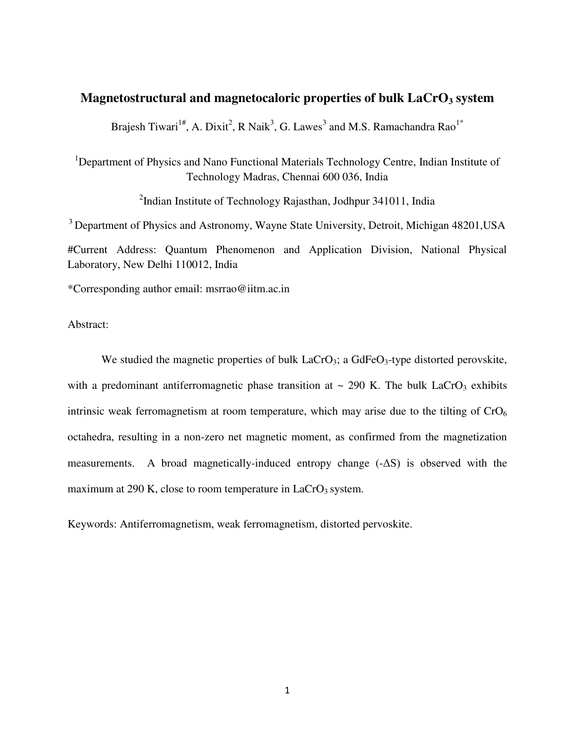# Magnetostructural and magnetocaloric properties of bulk $LaCrO_3$ system

Brajesh Tiwari[1#], A. Dixit[2], R Naik[3], G. Lawes[3] and M.S. Ramachandra Rao[1*]

[1]Department of Physics and Nano Functional Materials Technology Centre, Indian Institute of Technology Madras, Chennai 600 036, India

[2]Indian Institute of Technology Rajasthan, Jodhpur 341011, India

[3] Department of Physics and Astronomy, Wayne State University, Detroit, Michigan 48201,USA

#Current Address: Quantum Phenomenon and Application Division, National Physical Laboratory, New Delhi 110012, India

*Corresponding author email: msrrao@iitm.ac.in

Abstract:

We studied the magnetic properties of bulk $LaCrO_3$; a $GdFeO_3$-type distorted perovskite, with a predominant antiferromagnetic phase transition at ~ 290 K. The bulk $LaCrO_3$ exhibits intrinsic weak ferromagnetism at room temperature, which may arise due to the tilting of $CrO_6$ octahedra, resulting in a non-zero net magnetic moment, as confirmed from the magnetization measurements. A broad magnetically-induced entropy change ($-\Delta S$) is observed with the maximum at 290 K, close to room temperature in $LaCrO_3$ system.

Keywords: Antiferromagnetism, weak ferromagnetism, distorted pervoskite.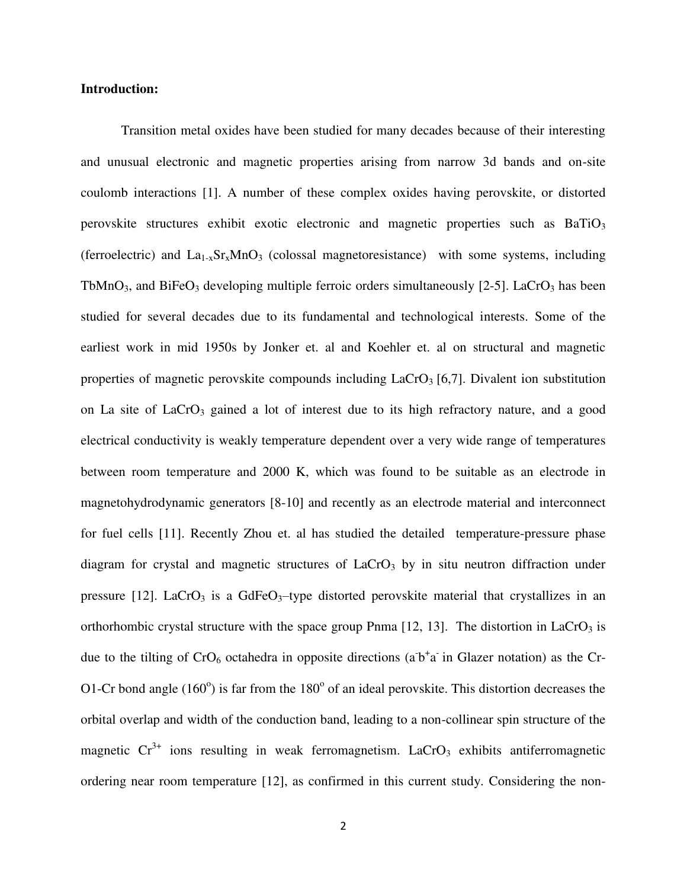**Introduction:**

Transition metal oxides have been studied for many decades because of their interesting and unusual electronic and magnetic properties arising from narrow 3d bands and on-site coulomb interactions [1]. A number of these complex oxides having perovskite, or distorted perovskite structures exhibit exotic electronic and magnetic properties such as $BaTiO_3$ (ferroelectric) and $La_{1-x}Sr_xMnO_3$ (colossal magnetoresistance) with some systems, including $TbMnO_3$, and $BiFeO_3$ developing multiple ferroic orders simultaneously [2-5]. $LaCrO_3$ has been studied for several decades due to its fundamental and technological interests. Some of the earliest work in mid 1950s by Jonker et. al and Koehler et. al on structural and magnetic properties of magnetic perovskite compounds including $LaCrO_3$ [6,7]. Divalent ion substitution on La site of $LaCrO_3$ gained a lot of interest due to its high refractory nature, and a good electrical conductivity is weakly temperature dependent over a very wide range of temperatures between room temperature and 2000 K, which was found to be suitable as an electrode in magnetohydrodynamic generators [8-10] and recently as an electrode material and interconnect for fuel cells [11]. Recently Zhou et. al has studied the detailed temperature-pressure phase diagram for crystal and magnetic structures of $LaCrO_3$ by in situ neutron diffraction under pressure [12]. $LaCrO_3$ is a $GdFeO_3$–type distorted perovskite material that crystallizes in an orthorhombic crystal structure with the space group Pnma [12, 13]. The distortion in $LaCrO_3$ is due to the tilting of $CrO_6$ octahedra in opposite directions ($a^-b^+a^-$ in Glazer notation) as the Cr-O1-Cr bond angle ($160^o$) is far from the $180^o$ of an ideal perovskite. This distortion decreases the orbital overlap and width of the conduction band, leading to a non-collinear spin structure of the magnetic $Cr^{3+}$ ions resulting in weak ferromagnetism. $LaCrO_3$ exhibits antiferromagnetic ordering near room temperature [12], as confirmed in this current study. Considering the non-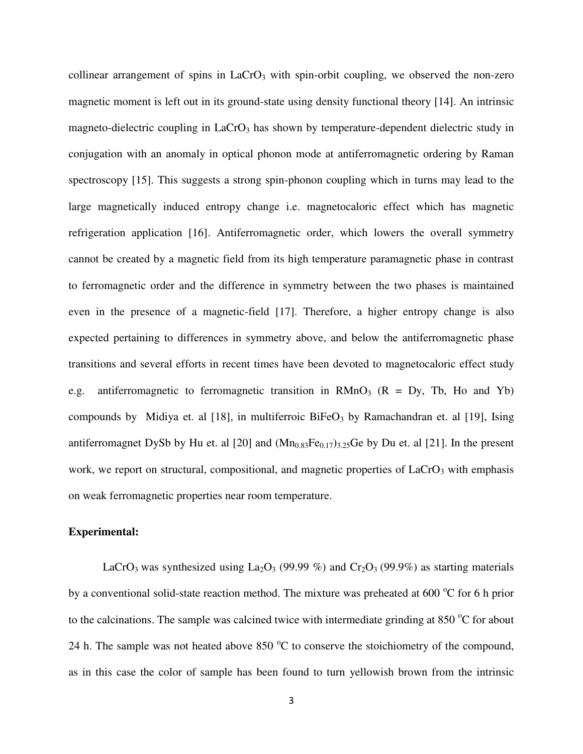collinear arrangement of spins in $LaCrO_3$ with spin-orbit coupling, we observed the non-zero magnetic moment is left out in its ground-state using density functional theory [14]. An intrinsic magneto-dielectric coupling in $LaCrO_3$ has shown by temperature-dependent dielectric study in conjugation with an anomaly in optical phonon mode at antiferromagnetic ordering by Raman spectroscopy [15]. This suggests a strong spin-phonon coupling which in turns may lead to the large magnetically induced entropy change i.e. magnetocaloric effect which has magnetic refrigeration application [16]. Antiferromagnetic order, which lowers the overall symmetry cannot be created by a magnetic field from its high temperature paramagnetic phase in contrast to ferromagnetic order and the difference in symmetry between the two phases is maintained even in the presence of a magnetic-field [17]. Therefore, a higher entropy change is also expected pertaining to differences in symmetry above, and below the antiferromagnetic phase transitions and several efforts in recent times have been devoted to magnetocaloric effect study e.g. antiferromagnetic to ferromagnetic transition in $RMnO_3$ (R = Dy, Tb, Ho and Yb) compounds by Midiya et. al [18], in multiferroic $BiFeO_3$ by Ramachandran et. al [19], Ising antiferromagnet DySb by Hu et. al [20] and $(Mn_{0.83}Fe_{0.17})_{3.25}Ge$ by Du et. al [21]. In the present work, we report on structural, compositional, and magnetic properties of $LaCrO_3$ with emphasis on weak ferromagnetic properties near room temperature.

**Experimental:**

$LaCrO_3$ was synthesized using $La_2O_3$ (99.99 %) and $Cr_2O_3$ (99.9%) as starting materials by a conventional solid-state reaction method. The mixture was preheated at 600 $^oC$ for 6 h prior to the calcinations. The sample was calcined twice with intermediate grinding at 850 $^oC$ for about 24 h. The sample was not heated above 850 $^oC$ to conserve the stoichiometry of the compound, as in this case the color of sample has been found to turn yellowish brown from the intrinsic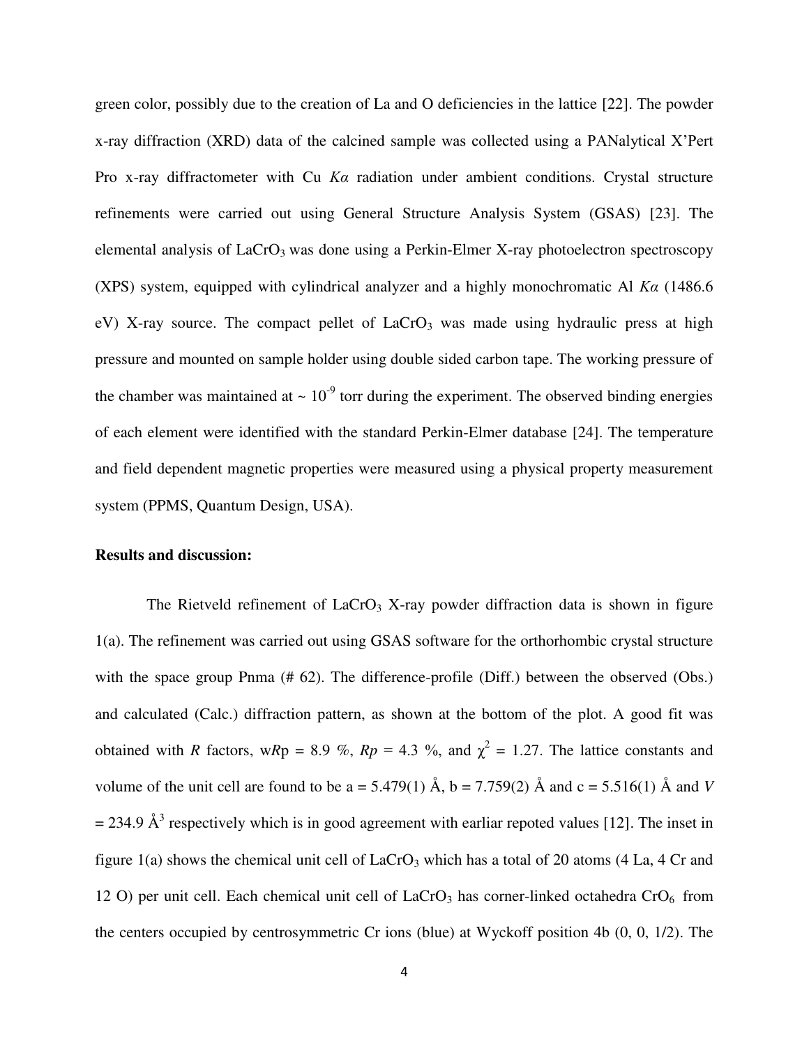green color, possibly due to the creation of La and O deficiencies in the lattice [22]. The powder x-ray diffraction (XRD) data of the calcined sample was collected using a PANalytical X'Pert Pro x-ray diffractometer with Cu *Kα* radiation under ambient conditions. Crystal structure refinements were carried out using General Structure Analysis System (GSAS) [23]. The elemental analysis of $LaCrO_3$ was done using a Perkin-Elmer X-ray photoelectron spectroscopy (XPS) system, equipped with cylindrical analyzer and a highly monochromatic Al *Kα* (1486.6 eV) X-ray source. The compact pellet of $LaCrO_3$ was made using hydraulic press at high pressure and mounted on sample holder using double sided carbon tape. The working pressure of the chamber was maintained at ~ $10^{-9}$ torr during the experiment. The observed binding energies of each element were identified with the standard Perkin-Elmer database [24]. The temperature and field dependent magnetic properties were measured using a physical property measurement system (PPMS, Quantum Design, USA).

**Results and discussion:**

The Rietveld refinement of $LaCrO_3$ X-ray powder diffraction data is shown in figure 1(a). The refinement was carried out using GSAS software for the orthorhombic crystal structure with the space group Pnma (# 62). The difference-profile (Diff.) between the observed (Obs.) and calculated (Calc.) diffraction pattern, as shown at the bottom of the plot. A good fit was obtained with *R* factors, w*R*p = 8.9 %, *Rp* = 4.3 %, and $\chi^2$ = 1.27. The lattice constants and volume of the unit cell are found to be a = 5.479(1) Å, b = 7.759(2) Å and c = 5.516(1) Å and *V* = 234.9 $Å^3$ respectively which is in good agreement with earliar repoted values [12]. The inset in figure 1(a) shows the chemical unit cell of $LaCrO_3$ which has a total of 20 atoms (4 La, 4 Cr and 12 O) per unit cell. Each chemical unit cell of $LaCrO_3$ has corner-linked octahedra $CrO_6$ from the centers occupied by centrosymmetric Cr ions (blue) at Wyckoff position 4b (0, 0, 1/2). The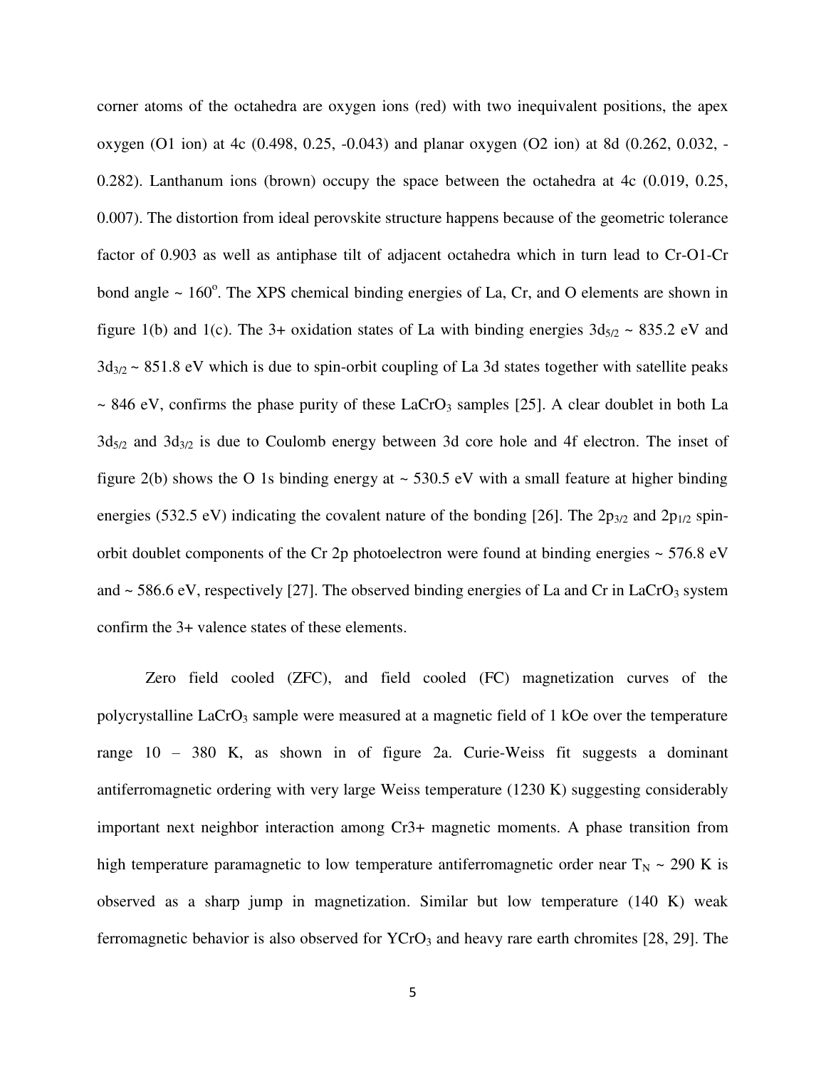corner atoms of the octahedra are oxygen ions (red) with two inequivalent positions, the apex oxygen (O1 ion) at 4c (0.498, 0.25, -0.043) and planar oxygen (O2 ion) at 8d (0.262, 0.032, -0.282). Lanthanum ions (brown) occupy the space between the octahedra at 4c (0.019, 0.25, 0.007). The distortion from ideal perovskite structure happens because of the geometric tolerance factor of 0.903 as well as antiphase tilt of adjacent octahedra which in turn lead to Cr-O1-Cr bond angle ~ 160$^o$. The XPS chemical binding energies of La, Cr, and O elements are shown in figure 1(b) and 1(c). The 3+ oxidation states of La with binding energies $3d_{5/2}$ ~ 835.2 eV and $3d_{3/2}$ ~ 851.8 eV which is due to spin-orbit coupling of La 3d states together with satellite peaks ~ 846 eV, confirms the phase purity of these $LaCrO_3$ samples [25]. A clear doublet in both La $3d_{5/2}$ and $3d_{3/2}$ is due to Coulomb energy between 3d core hole and 4f electron. The inset of figure 2(b) shows the O 1s binding energy at ~ 530.5 eV with a small feature at higher binding energies (532.5 eV) indicating the covalent nature of the bonding [26]. The $2p_{3/2}$ and $2p_{1/2}$ spin-orbit doublet components of the Cr 2p photoelectron were found at binding energies ~ 576.8 eV and ~ 586.6 eV, respectively [27]. The observed binding energies of La and Cr in $LaCrO_3$ system confirm the 3+ valence states of these elements.

Zero field cooled (ZFC), and field cooled (FC) magnetization curves of the polycrystalline $LaCrO_3$ sample were measured at a magnetic field of 1 kOe over the temperature range 10 – 380 K, as shown in of figure 2a. Curie-Weiss fit suggests a dominant antiferromagnetic ordering with very large Weiss temperature (1230 K) suggesting considerably important next neighbor interaction among Cr3+ magnetic moments. A phase transition from high temperature paramagnetic to low temperature antiferromagnetic order near $T_N$ ~ 290 K is observed as a sharp jump in magnetization. Similar but low temperature (140 K) weak ferromagnetic behavior is also observed for $YCrO_3$ and heavy rare earth chromites [28, 29]. The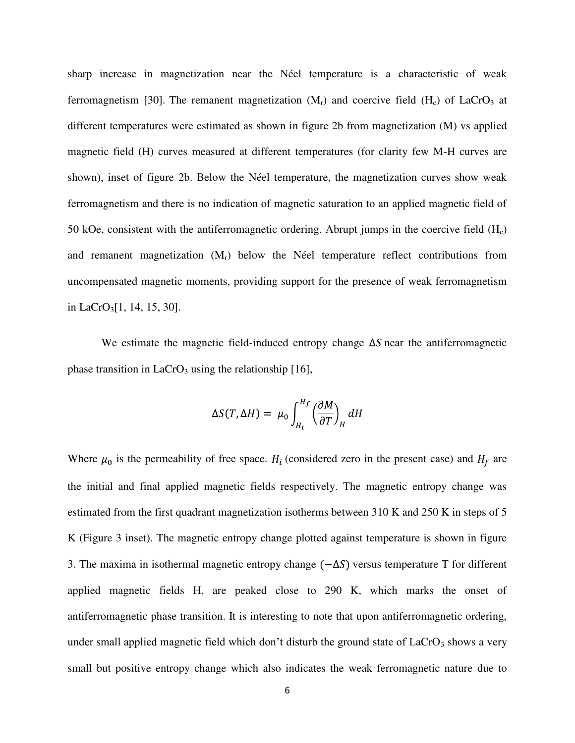sharp increase in magnetization near the Néel temperature is a characteristic of weak ferromagnetism [30]. The remanent magnetization ($M_r$) and coercive field ($H_c$) of $LaCrO_3$ at different temperatures were estimated as shown in figure 2b from magnetization (M) vs applied magnetic field (H) curves measured at different temperatures (for clarity few M-H curves are shown), inset of figure 2b. Below the Néel temperature, the magnetization curves show weak ferromagnetism and there is no indication of magnetic saturation to an applied magnetic field of 50 kOe, consistent with the antiferromagnetic ordering. Abrupt jumps in the coercive field ($H_c$) and remanent magnetization ($M_r$) below the Néel temperature reflect contributions from uncompensated magnetic moments, providing support for the presence of weak ferromagnetism in $LaCrO_3$[1, 14, 15, 30].

We estimate the magnetic field-induced entropy change $\Delta S$ near the antiferromagnetic phase transition in $LaCrO_3$ using the relationship [16],

$$\Delta S(T, \Delta H) = \mu_0 \int_{H_i}^{H_f} \left(\frac{\partial M}{\partial T}\right)_H dH$$

Where $\mu_0$ is the permeability of free space. $H_i$ (considered zero in the present case) and $H_f$ are the initial and final applied magnetic fields respectively. The magnetic entropy change was estimated from the first quadrant magnetization isotherms between 310 K and 250 K in steps of 5 K (Figure 3 inset). The magnetic entropy change plotted against temperature is shown in figure 3. The maxima in isothermal magnetic entropy change $(-\Delta S)$ versus temperature T for different applied magnetic fields H, are peaked close to 290 K, which marks the onset of antiferromagnetic phase transition. It is interesting to note that upon antiferromagnetic ordering, under small applied magnetic field which don't disturb the ground state of $LaCrO_3$ shows a very small but positive entropy change which also indicates the weak ferromagnetic nature due to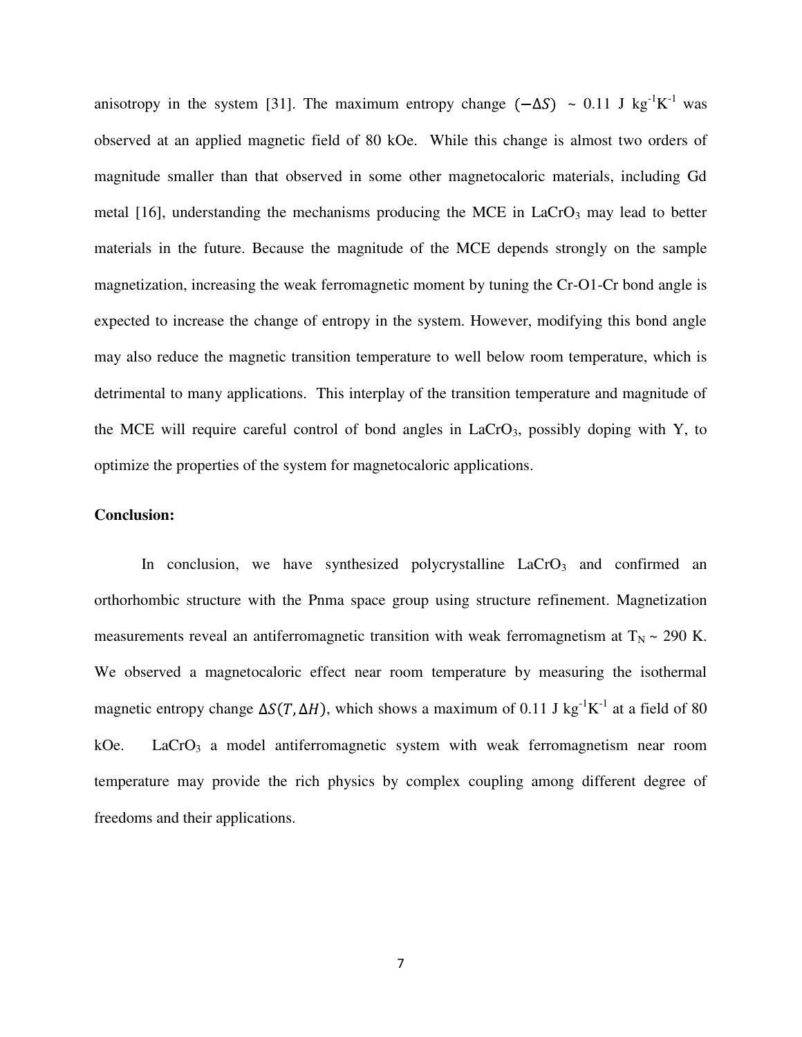anisotropy in the system [31]. The maximum entropy change $(-\Delta S)$ ~ 0.11 J kg$^{-1}$K$^{-1}$ was observed at an applied magnetic field of 80 kOe. While this change is almost two orders of magnitude smaller than that observed in some other magnetocaloric materials, including Gd metal [16], understanding the mechanisms producing the MCE in $LaCrO_3$ may lead to better materials in the future. Because the magnitude of the MCE depends strongly on the sample magnetization, increasing the weak ferromagnetic moment by tuning the Cr-O1-Cr bond angle is expected to increase the change of entropy in the system. However, modifying this bond angle may also reduce the magnetic transition temperature to well below room temperature, which is detrimental to many applications. This interplay of the transition temperature and magnitude of the MCE will require careful control of bond angles in $LaCrO_3$, possibly doping with Y, to optimize the properties of the system for magnetocaloric applications.

**Conclusion:**

In conclusion, we have synthesized polycrystalline $LaCrO_3$ and confirmed an orthorhombic structure with the Pnma space group using structure refinement. Magnetization measurements reveal an antiferromagnetic transition with weak ferromagnetism at $T_N$ ~ 290 K. We observed a magnetocaloric effect near room temperature by measuring the isothermal magnetic entropy change $\Delta S(T, \Delta H)$, which shows a maximum of 0.11 J kg$^{-1}$K$^{-1}$ at a field of 80 kOe. $LaCrO_3$ a model antiferromagnetic system with weak ferromagnetism near room temperature may provide the rich physics by complex coupling among different degree of freedoms and their applications.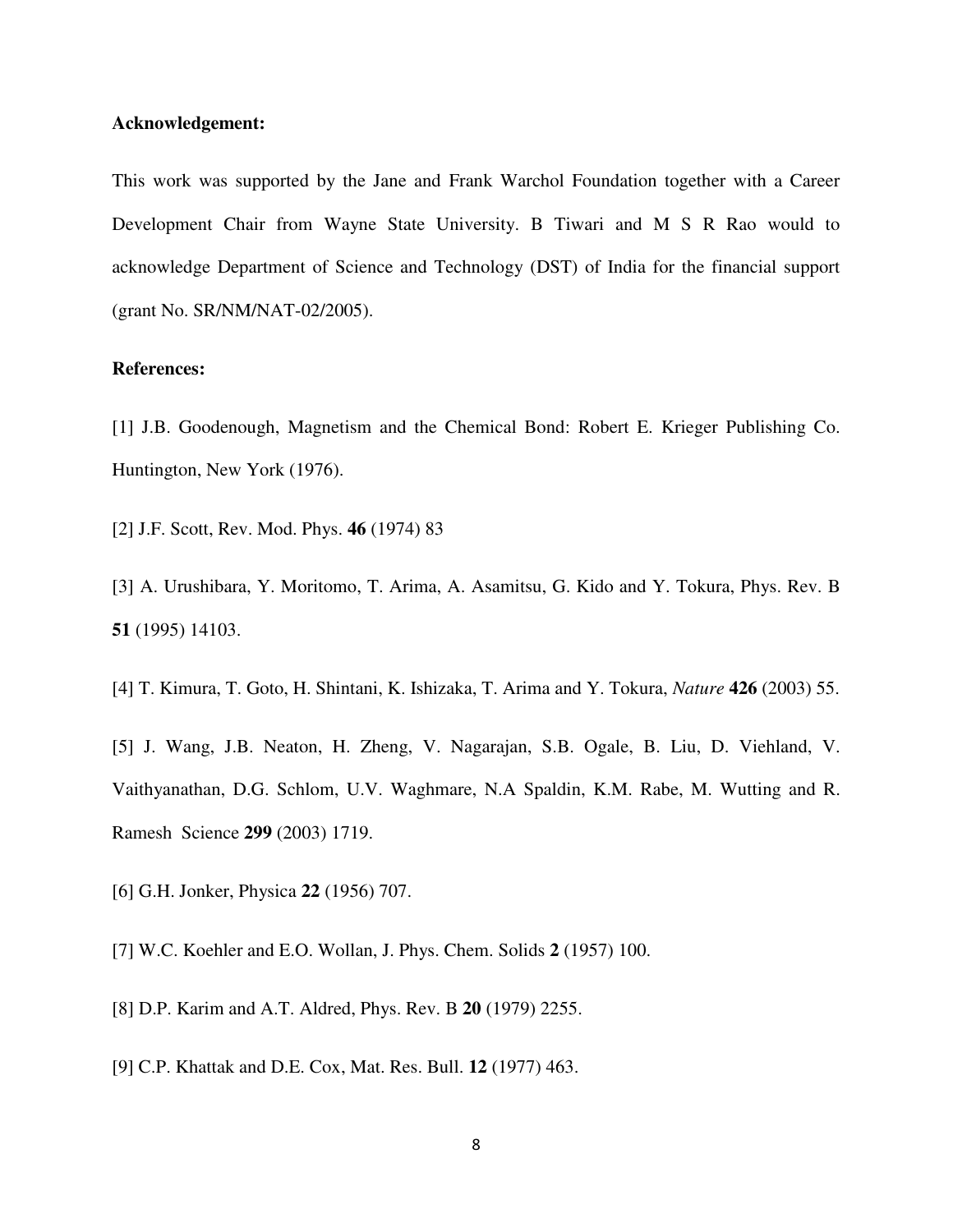**Acknowledgement:**

This work was supported by the Jane and Frank Warchol Foundation together with a Career Development Chair from Wayne State University. B Tiwari and M S R Rao would to acknowledge Department of Science and Technology (DST) of India for the financial support (grant No. SR/NM/NAT-02/2005).

**References:**

[1] J.B. Goodenough, Magnetism and the Chemical Bond: Robert E. Krieger Publishing Co. Huntington, New York (1976).

[2] J.F. Scott, Rev. Mod. Phys. **46** (1974) 83

[3] A. Urushibara, Y. Moritomo, T. Arima, A. Asamitsu, G. Kido and Y. Tokura, Phys. Rev. B **51** (1995) 14103.

[4] T. Kimura, T. Goto, H. Shintani, K. Ishizaka, T. Arima and Y. Tokura, *Nature* **426** (2003) 55.

[5] J. Wang, J.B. Neaton, H. Zheng, V. Nagarajan, S.B. Ogale, B. Liu, D. Viehland, V. Vaithyanathan, D.G. Schlom, U.V. Waghmare, N.A Spaldin, K.M. Rabe, M. Wutting and R. Ramesh Science **299** (2003) 1719.

[6] G.H. Jonker, Physica **22** (1956) 707.

[7] W.C. Koehler and E.O. Wollan, J. Phys. Chem. Solids **2** (1957) 100.

[8] D.P. Karim and A.T. Aldred, Phys. Rev. B **20** (1979) 2255.

[9] C.P. Khattak and D.E. Cox, Mat. Res. Bull. **12** (1977) 463.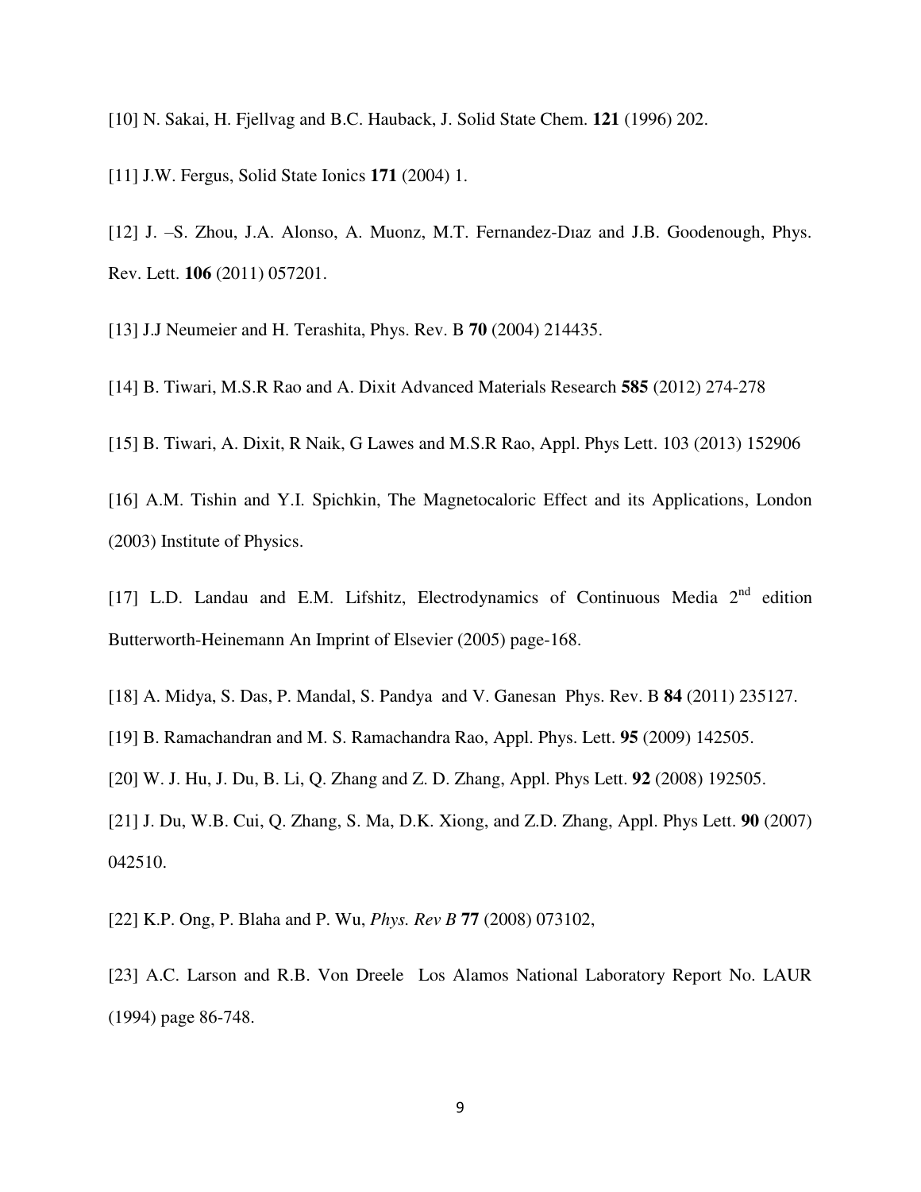[10] N. Sakai, H. Fjellvag and B.C. Hauback, J. Solid State Chem. **121** (1996) 202.

[11] J.W. Fergus, Solid State Ionics **171** (2004) 1.

[12] J. –S. Zhou, J.A. Alonso, A. Muonz, M.T. Fernandez-Dıaz and J.B. Goodenough, Phys. Rev. Lett. **106** (2011) 057201.

[13] J.J Neumeier and H. Terashita, Phys. Rev. B **70** (2004) 214435.

[14] B. Tiwari, M.S.R Rao and A. Dixit Advanced Materials Research **585** (2012) 274-278

[15] B. Tiwari, A. Dixit, R Naik, G Lawes and M.S.R Rao, Appl. Phys Lett. 103 (2013) 152906

[16] A.M. Tishin and Y.I. Spichkin, The Magnetocaloric Effect and its Applications, London (2003) Institute of Physics.

[17] L.D. Landau and E.M. Lifshitz, Electrodynamics of Continuous Media 2nd edition Butterworth-Heinemann An Imprint of Elsevier (2005) page-168.

[18] A. Midya, S. Das, P. Mandal, S. Pandya and V. Ganesan Phys. Rev. B **84** (2011) 235127.

[19] B. Ramachandran and M. S. Ramachandra Rao, Appl. Phys. Lett. **95** (2009) 142505.

[20] W. J. Hu, J. Du, B. Li, Q. Zhang and Z. D. Zhang, Appl. Phys Lett. **92** (2008) 192505.

[21] J. Du, W.B. Cui, Q. Zhang, S. Ma, D.K. Xiong, and Z.D. Zhang, Appl. Phys Lett. **90** (2007) 042510.

[22] K.P. Ong, P. Blaha and P. Wu, *Phys. Rev B* **77** (2008) 073102,

[23] A.C. Larson and R.B. Von Dreele Los Alamos National Laboratory Report No. LAUR (1994) page 86-748.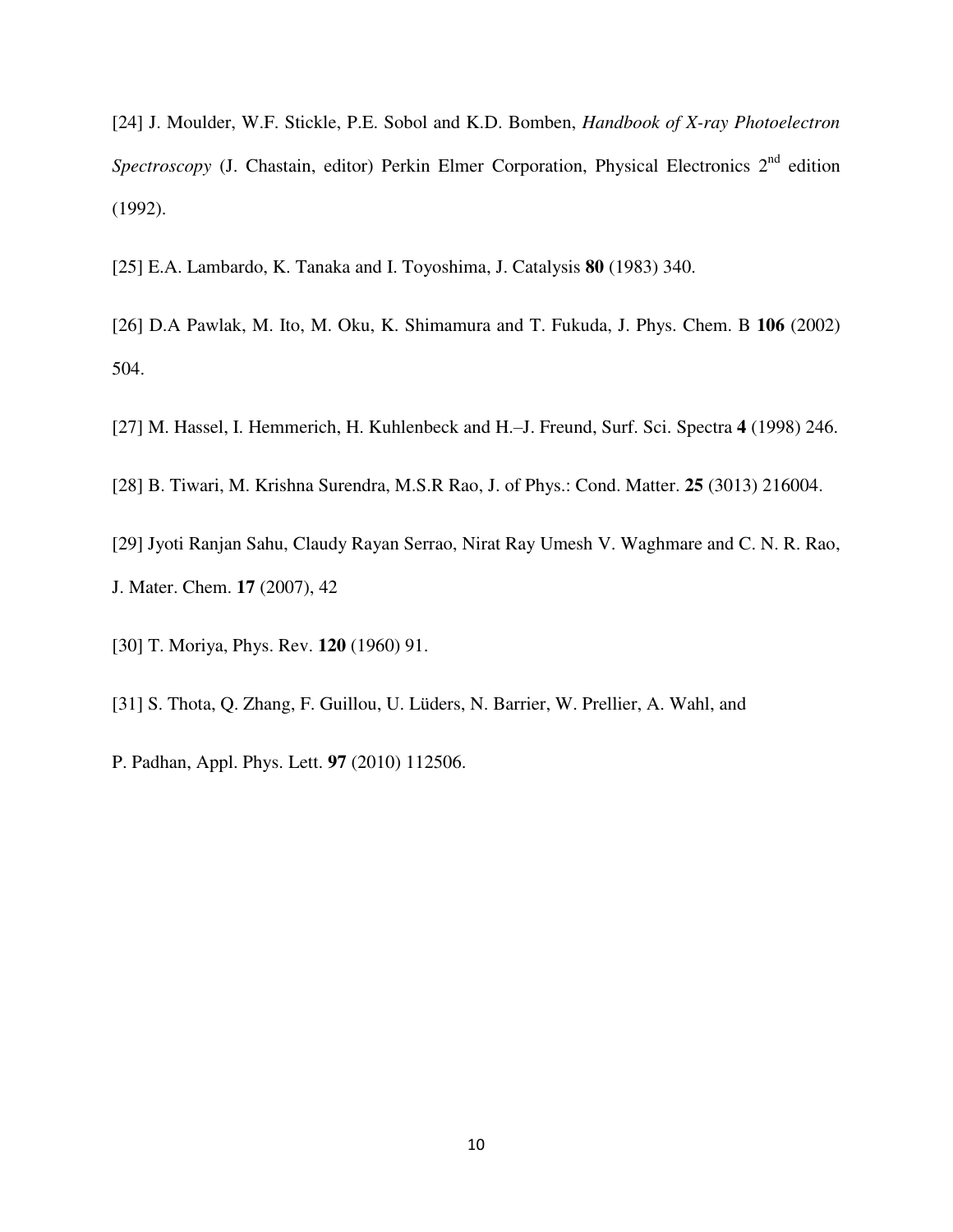[24] J. Moulder, W.F. Stickle, P.E. Sobol and K.D. Bomben, *Handbook of X-ray Photoelectron Spectroscopy* (J. Chastain, editor) Perkin Elmer Corporation, Physical Electronics 2nd edition (1992).

[25] E.A. Lambardo, K. Tanaka and I. Toyoshima, J. Catalysis **80** (1983) 340.

[26] D.A Pawlak, M. Ito, M. Oku, K. Shimamura and T. Fukuda, J. Phys. Chem. B **106** (2002) 504.

[27] M. Hassel, I. Hemmerich, H. Kuhlenbeck and H.–J. Freund, Surf. Sci. Spectra **4** (1998) 246.

[28] B. Tiwari, M. Krishna Surendra, M.S.R Rao, J. of Phys.: Cond. Matter. **25** (3013) 216004.

[29] Jyoti Ranjan Sahu, Claudy Rayan Serrao, Nirat Ray Umesh V. Waghmare and C. N. R. Rao, J. Mater. Chem. **17** (2007), 42

[30] T. Moriya, Phys. Rev. **120** (1960) 91.

[31] S. Thota, Q. Zhang, F. Guillou, U. Lüders, N. Barrier, W. Prellier, A. Wahl, and P. Padhan, Appl. Phys. Lett. **97** (2010) 112506.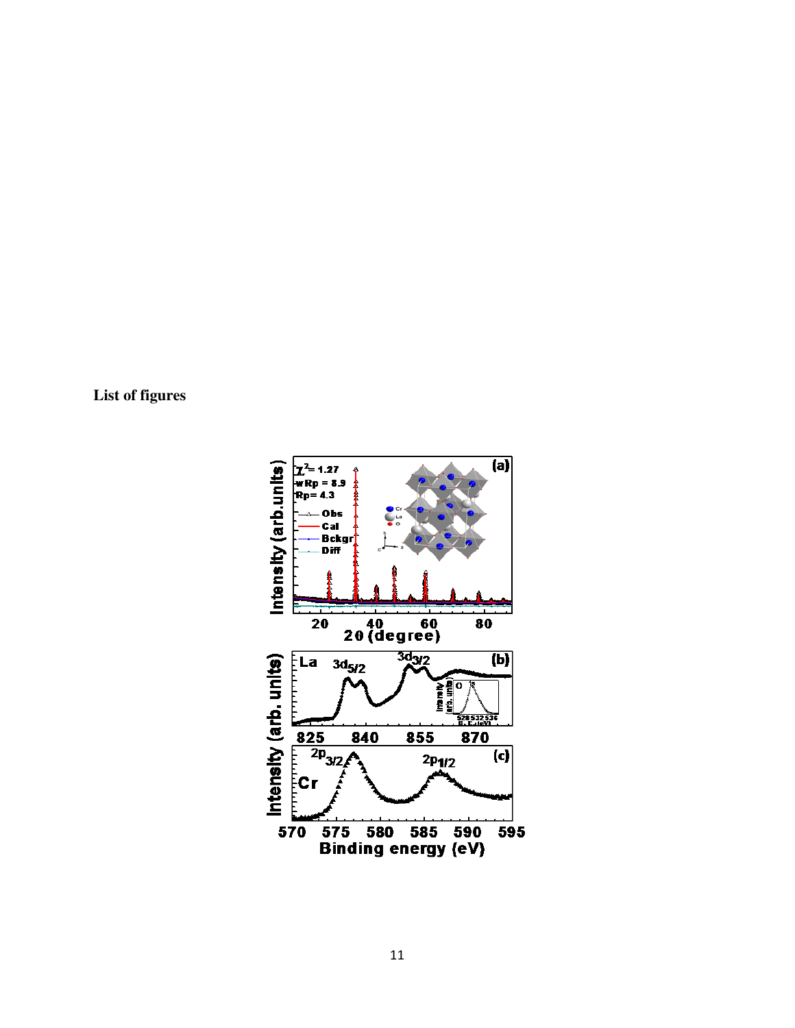**List of figures**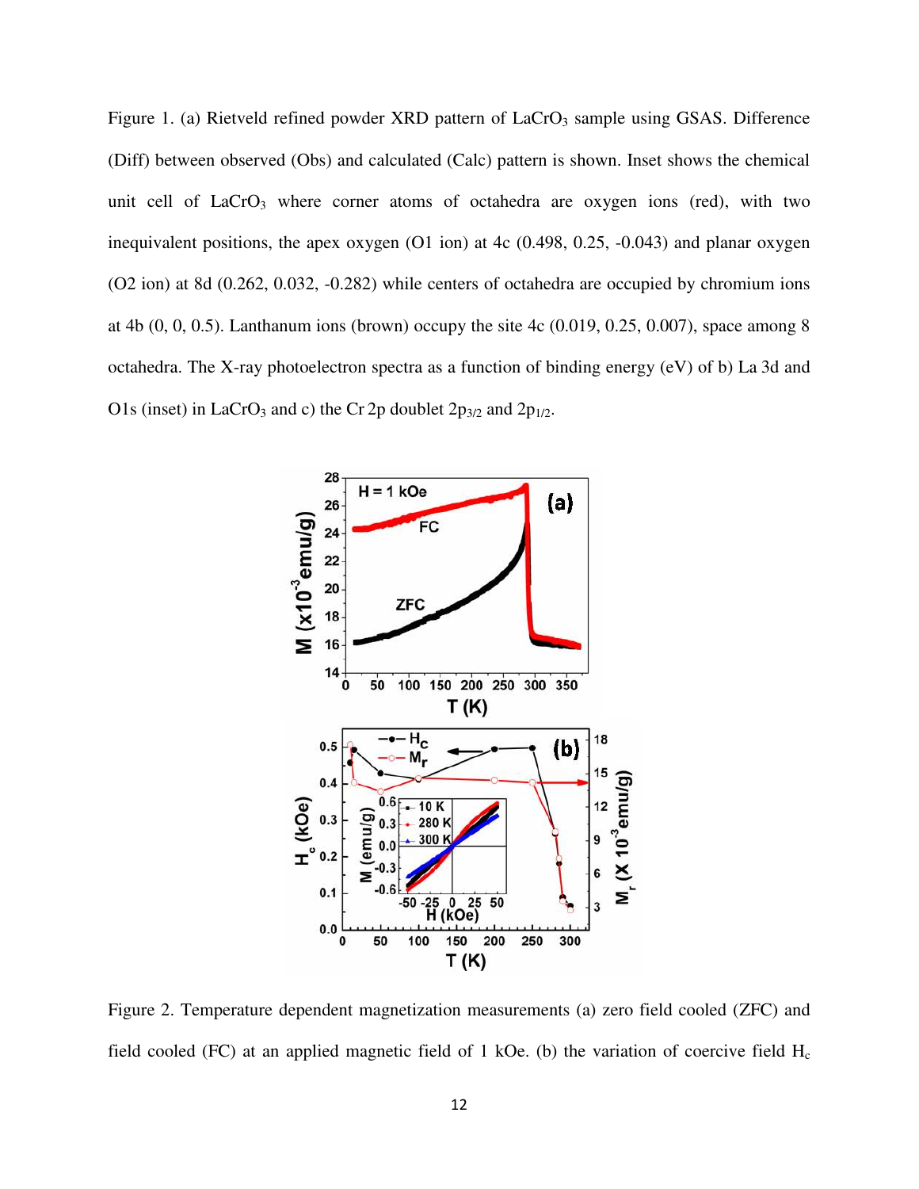Figure 1. (a) Rietveld refined powder XRD pattern of $LaCrO_3$ sample using GSAS. Difference (Diff) between observed (Obs) and calculated (Calc) pattern is shown. Inset shows the chemical unit cell of $LaCrO_3$ where corner atoms of octahedra are oxygen ions (red), with two inequivalent positions, the apex oxygen (O1 ion) at 4c (0.498, 0.25, -0.043) and planar oxygen (O2 ion) at 8d (0.262, 0.032, -0.282) while centers of octahedra are occupied by chromium ions at 4b (0, 0, 0.5). Lanthanum ions (brown) occupy the site 4c (0.019, 0.25, 0.007), space among 8 octahedra. The X-ray photoelectron spectra as a function of binding energy (eV) of b) La 3d and O1s (inset) in $LaCrO_3$ and c) the Cr 2p doublet $2p_{3/2}$ and $2p_{1/2}$.

Figure 2. Temperature dependent magnetization measurements (a) zero field cooled (ZFC) and field cooled (FC) at an applied magnetic field of 1 kOe. (b) the variation of coercive field $H_c$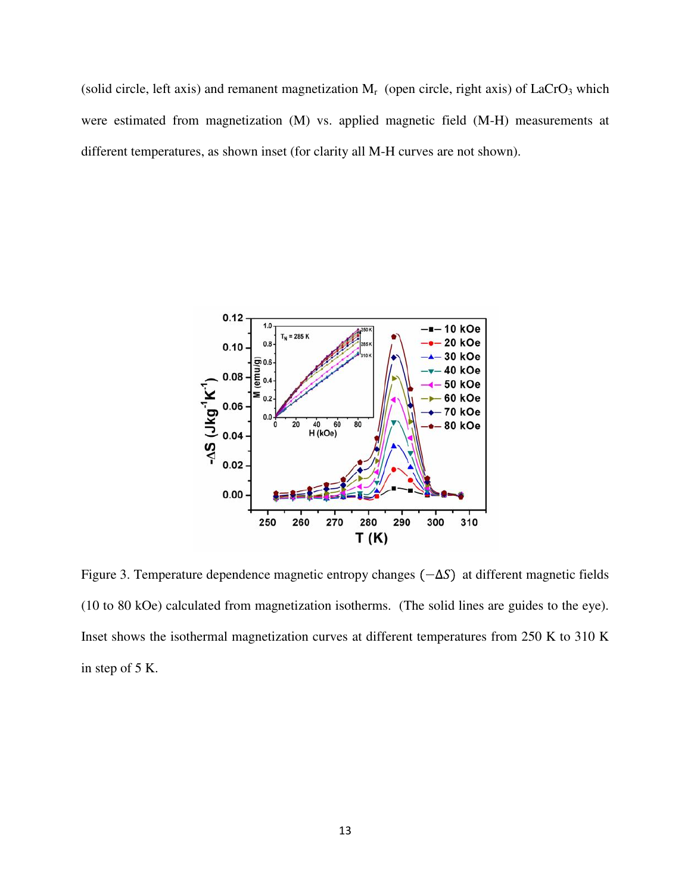(solid circle, left axis) and remanent magnetization $M_r$ (open circle, right axis) of $LaCrO_3$ which were estimated from magnetization (M) vs. applied magnetic field (M-H) measurements at different temperatures, as shown inset (for clarity all M-H curves are not shown).

0.12
0.10
0.08
0.06
0.04
0.02
0.00
$-\Delta S$ (Jkg$^{-1}$K$^{-1}$)
250 260 270 280 290 300 310
T (K)
10 kOe
20 kOe
30 kOe
40 kOe
50 kOe
60 kOe
70 kOe
80 kOe
$T_N$ = 285 K
250 K
285 K
310 K
M (emu/g)
H (kOe)
1.0
0.8
0.6
0.4
0.2
0.0
0 20 40 60 80

Figure 3. Temperature dependence magnetic entropy changes $(-\Delta S)$ at different magnetic fields (10 to 80 kOe) calculated from magnetization isotherms. (The solid lines are guides to the eye). Inset shows the isothermal magnetization curves at different temperatures from 250 K to 310 K in step of 5 K.